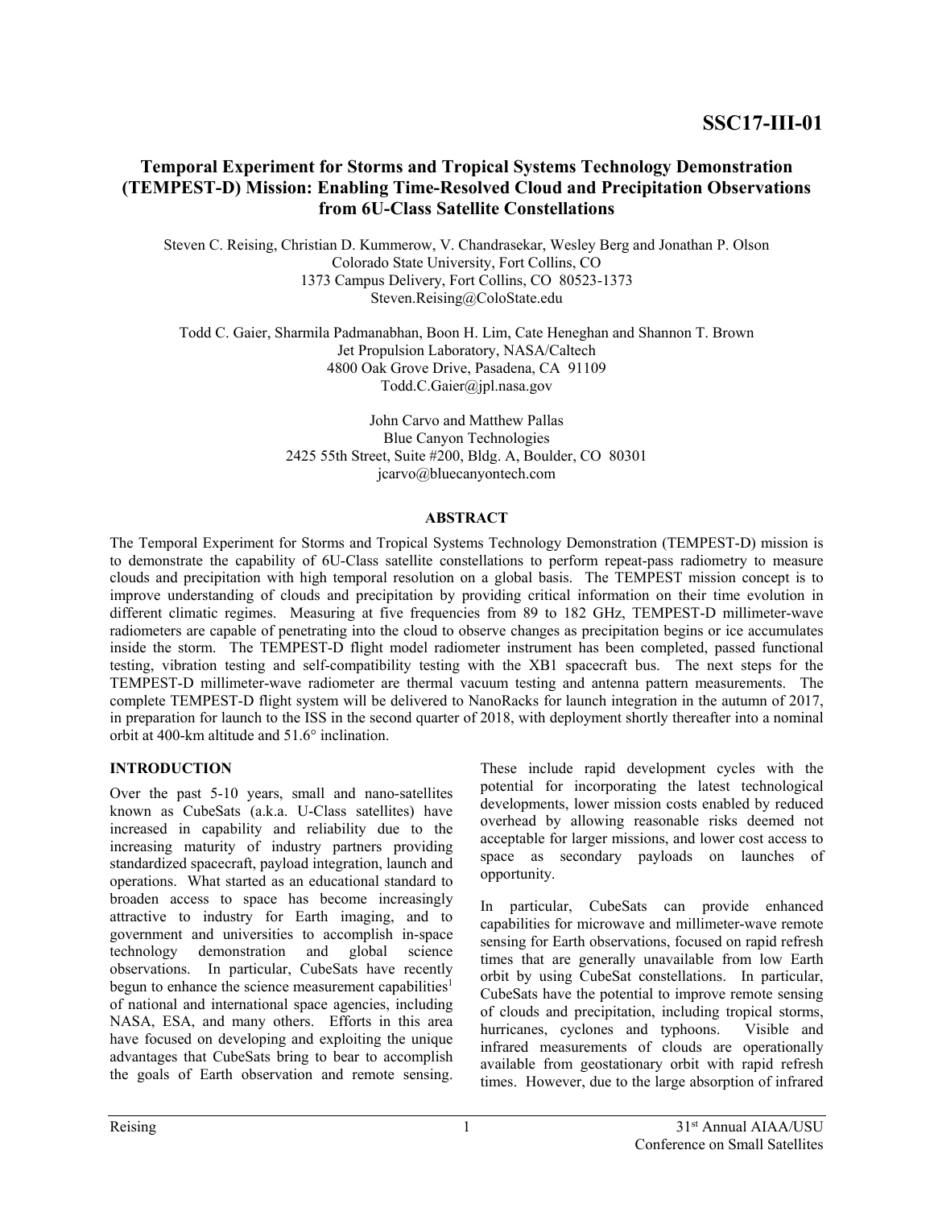SSC17-III-01

# Temporal Experiment for Storms and Tropical Systems Technology Demonstration (TEMPEST-D) Mission: Enabling Time-Resolved Cloud and Precipitation Observations from 6U-Class Satellite Constellations

Steven C. Reising, Christian D. Kummerow, V. Chandrasekar, Wesley Berg and Jonathan P. Olson
Colorado State University, Fort Collins, CO
1373 Campus Delivery, Fort Collins, CO 80523-1373
Steven.Reising@ColoState.edu

Todd C. Gaier, Sharmila Padmanabhan, Boon H. Lim, Cate Heneghan and Shannon T. Brown
Jet Propulsion Laboratory, NASA/Caltech
4800 Oak Grove Drive, Pasadena, CA 91109
Todd.C.Gaier@jpl.nasa.gov

John Carvo and Matthew Pallas
Blue Canyon Technologies
2425 55th Street, Suite #200, Bldg. A, Boulder, CO 80301
jcarvo@bluecanyontech.com

## ABSTRACT

The Temporal Experiment for Storms and Tropical Systems Technology Demonstration (TEMPEST-D) mission is to demonstrate the capability of 6U-Class satellite constellations to perform repeat-pass radiometry to measure clouds and precipitation with high temporal resolution on a global basis. The TEMPEST mission concept is to improve understanding of clouds and precipitation by providing critical information on their time evolution in different climatic regimes. Measuring at five frequencies from 89 to 182 GHz, TEMPEST-D millimeter-wave radiometers are capable of penetrating into the cloud to observe changes as precipitation begins or ice accumulates inside the storm. The TEMPEST-D flight model radiometer instrument has been completed, passed functional testing, vibration testing and self-compatibility testing with the XB1 spacecraft bus. The next steps for the TEMPEST-D millimeter-wave radiometer are thermal vacuum testing and antenna pattern measurements. The complete TEMPEST-D flight system will be delivered to NanoRacks for launch integration in the autumn of 2017, in preparation for launch to the ISS in the second quarter of 2018, with deployment shortly thereafter into a nominal orbit at 400-km altitude and 51.6° inclination.

## INTRODUCTION

Over the past 5-10 years, small and nano-satellites known as CubeSats (a.k.a. U-Class satellites) have increased in capability and reliability due to the increasing maturity of industry partners providing standardized spacecraft, payload integration, launch and operations. What started as an educational standard to broaden access to space has become increasingly attractive to industry for Earth imaging, and to government and universities to accomplish in-space technology demonstration and global science observations. In particular, CubeSats have recently begun to enhance the science measurement capabilities[1] of national and international space agencies, including NASA, ESA, and many others. Efforts in this area have focused on developing and exploiting the unique advantages that CubeSats bring to bear to accomplish the goals of Earth observation and remote sensing. These include rapid development cycles with the potential for incorporating the latest technological developments, lower mission costs enabled by reduced overhead by allowing reasonable risks deemed not acceptable for larger missions, and lower cost access to space as secondary payloads on launches of opportunity.

In particular, CubeSats can provide enhanced capabilities for microwave and millimeter-wave remote sensing for Earth observations, focused on rapid refresh times that are generally unavailable from low Earth orbit by using CubeSat constellations. In particular, CubeSats have the potential to improve remote sensing of clouds and precipitation, including tropical storms, hurricanes, cyclones and typhoons. Visible and infrared measurements of clouds are operationally available from geostationary orbit with rapid refresh times. However, due to the large absorption of infrared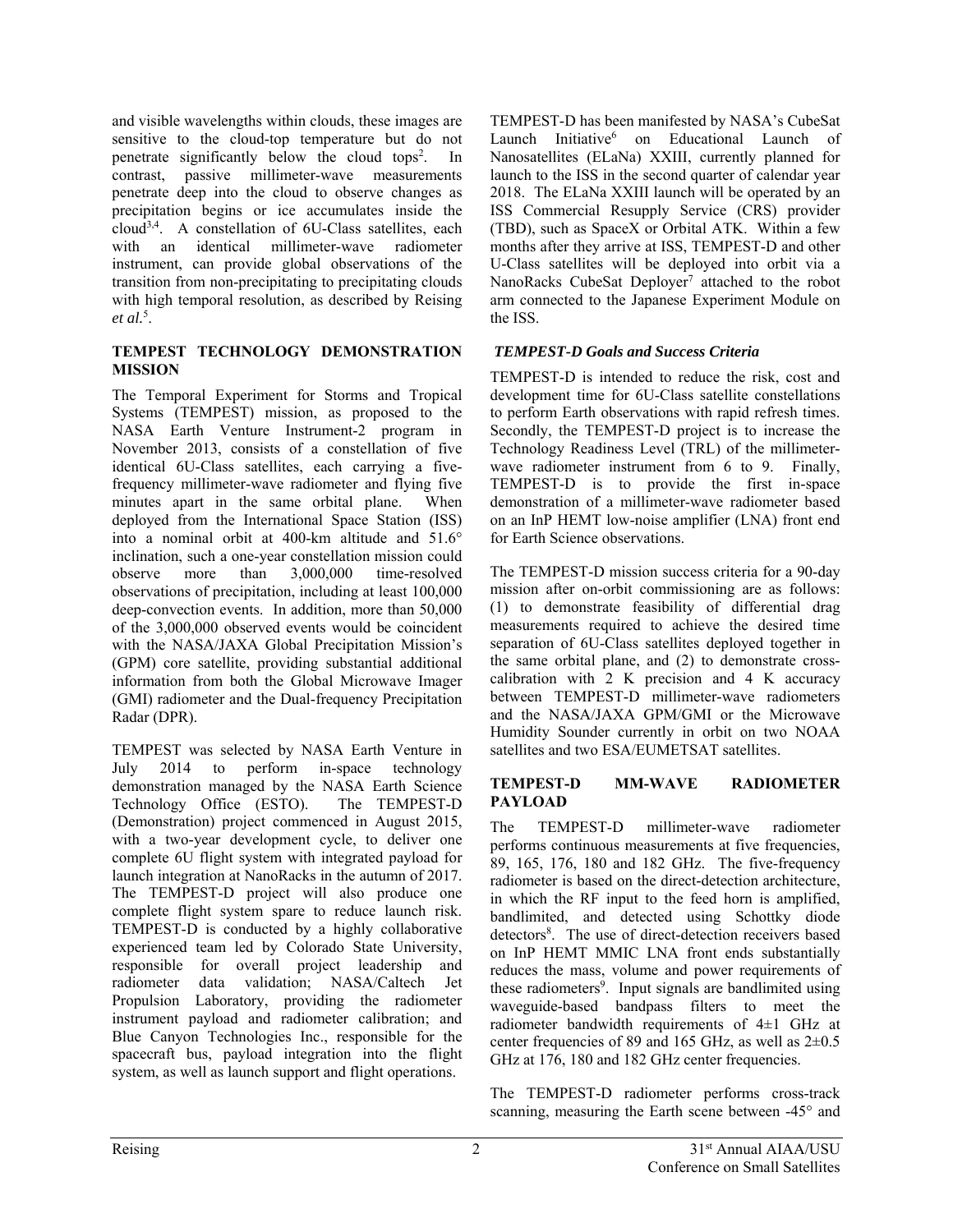and visible wavelengths within clouds, these images are sensitive to the cloud-top temperature but do not penetrate significantly below the cloud tops[2]. In contrast, passive millimeter-wave measurements penetrate deep into the cloud to observe changes as precipitation begins or ice accumulates inside the cloud[3,4]. A constellation of 6U-Class satellites, each with an identical millimeter-wave radiometer instrument, can provide global observations of the transition from non-precipitating to precipitating clouds with high temporal resolution, as described by Reising *et al.*[5].

## TEMPEST TECHNOLOGY DEMONSTRATION MISSION

The Temporal Experiment for Storms and Tropical Systems (TEMPEST) mission, as proposed to the NASA Earth Venture Instrument-2 program in November 2013, consists of a constellation of five identical 6U-Class satellites, each carrying a five-frequency millimeter-wave radiometer and flying five minutes apart in the same orbital plane. When deployed from the International Space Station (ISS) into a nominal orbit at 400-km altitude and 51.6° inclination, such a one-year constellation mission could observe more than 3,000,000 time-resolved observations of precipitation, including at least 100,000 deep-convection events. In addition, more than 50,000 of the 3,000,000 observed events would be coincident with the NASA/JAXA Global Precipitation Mission's (GPM) core satellite, providing substantial additional information from both the Global Microwave Imager (GMI) radiometer and the Dual-frequency Precipitation Radar (DPR).

TEMPEST was selected by NASA Earth Venture in July 2014 to perform in-space technology demonstration managed by the NASA Earth Science Technology Office (ESTO). The TEMPEST-D (Demonstration) project commenced in August 2015, with a two-year development cycle, to deliver one complete 6U flight system with integrated payload for launch integration at NanoRacks in the autumn of 2017. The TEMPEST-D project will also produce one complete flight system spare to reduce launch risk. TEMPEST-D is conducted by a highly collaborative experienced team led by Colorado State University, responsible for overall project leadership and radiometer data validation; NASA/Caltech Jet Propulsion Laboratory, providing the radiometer instrument payload and radiometer calibration; and Blue Canyon Technologies Inc., responsible for the spacecraft bus, payload integration into the flight system, as well as launch support and flight operations.

TEMPEST-D has been manifested by NASA's CubeSat Launch Initiative[6] on Educational Launch of Nanosatellites (ELaNa) XXIII, currently planned for launch to the ISS in the second quarter of calendar year 2018. The ELaNa XXIII launch will be operated by an ISS Commercial Resupply Service (CRS) provider (TBD), such as SpaceX or Orbital ATK. Within a few months after they arrive at ISS, TEMPEST-D and other U-Class satellites will be deployed into orbit via a NanoRacks CubeSat Deployer[7] attached to the robot arm connected to the Japanese Experiment Module on the ISS.

### *TEMPEST-D Goals and Success Criteria*

TEMPEST-D is intended to reduce the risk, cost and development time for 6U-Class satellite constellations to perform Earth observations with rapid refresh times. Secondly, the TEMPEST-D project is to increase the Technology Readiness Level (TRL) of the millimeter-wave radiometer instrument from 6 to 9. Finally, TEMPEST-D is to provide the first in-space demonstration of a millimeter-wave radiometer based on an InP HEMT low-noise amplifier (LNA) front end for Earth Science observations.

The TEMPEST-D mission success criteria for a 90-day mission after on-orbit commissioning are as follows: (1) to demonstrate feasibility of differential drag measurements required to achieve the desired time separation of 6U-Class satellites deployed together in the same orbital plane, and (2) to demonstrate cross-calibration with 2 K precision and 4 K accuracy between TEMPEST-D millimeter-wave radiometers and the NASA/JAXA GPM/GMI or the Microwave Humidity Sounder currently in orbit on two NOAA satellites and two ESA/EUMETSAT satellites.

## TEMPEST-D MM-WAVE RADIOMETER PAYLOAD

The TEMPEST-D millimeter-wave radiometer performs continuous measurements at five frequencies, 89, 165, 176, 180 and 182 GHz. The five-frequency radiometer is based on the direct-detection architecture, in which the RF input to the feed horn is amplified, bandlimited, and detected using Schottky diode detectors[8]. The use of direct-detection receivers based on InP HEMT MMIC LNA front ends substantially reduces the mass, volume and power requirements of these radiometers[9]. Input signals are bandlimited using waveguide-based bandpass filters to meet the radiometer bandwidth requirements of 4±1 GHz at center frequencies of 89 and 165 GHz, as well as 2±0.5 GHz at 176, 180 and 182 GHz center frequencies.

The TEMPEST-D radiometer performs cross-track scanning, measuring the Earth scene between -45° and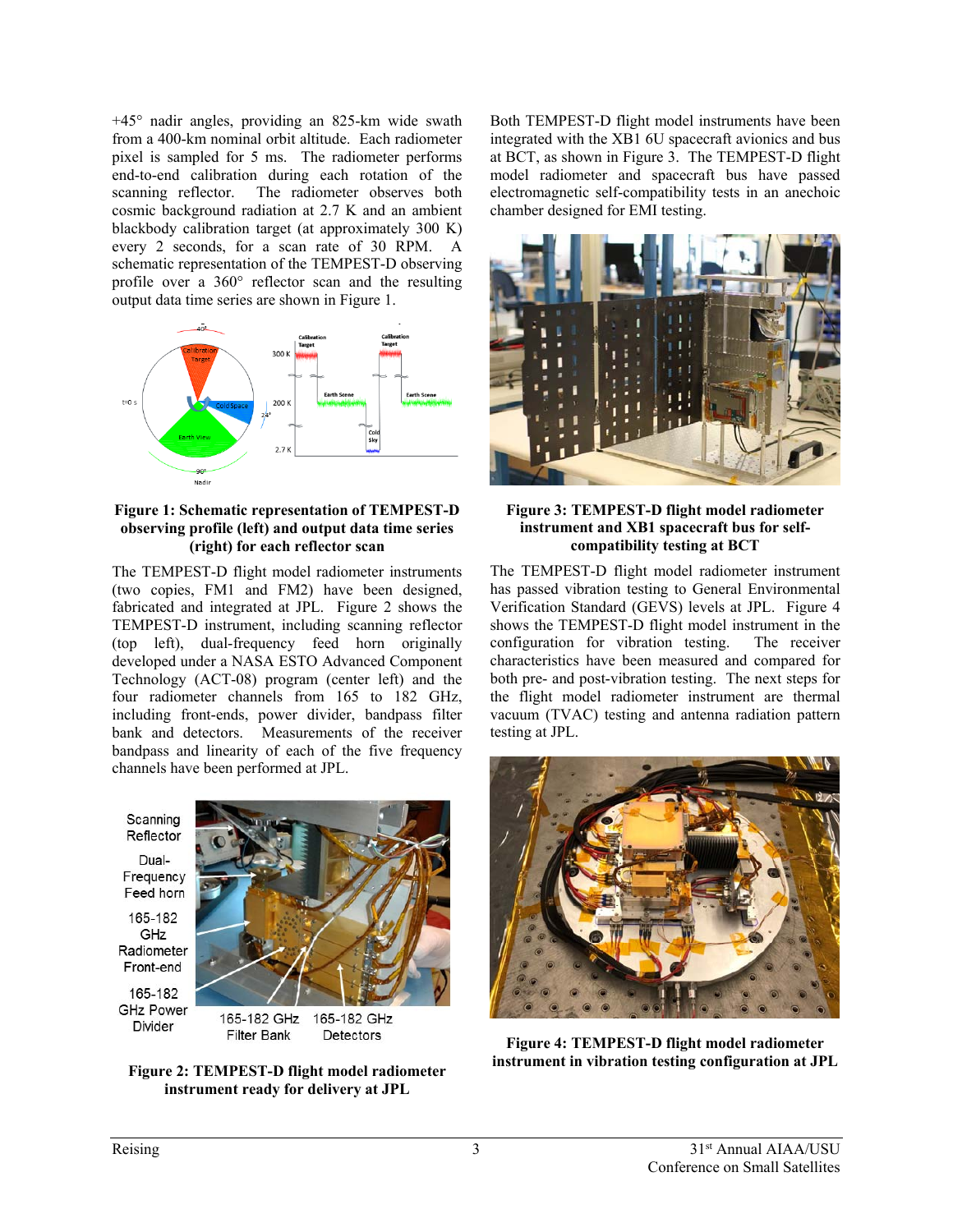+45° nadir angles, providing an 825-km wide swath from a 400-km nominal orbit altitude. Each radiometer pixel is sampled for 5 ms. The radiometer performs end-to-end calibration during each rotation of the scanning reflector. The radiometer observes both cosmic background radiation at 2.7 K and an ambient blackbody calibration target (at approximately 300 K) every 2 seconds, for a scan rate of 30 RPM. A schematic representation of the TEMPEST-D observing profile over a 360° reflector scan and the resulting output data time series are shown in Figure 1.

**Figure 1: Schematic representation of TEMPEST-D observing profile (left) and output data time series (right) for each reflector scan**

The TEMPEST-D flight model radiometer instruments (two copies, FM1 and FM2) have been designed, fabricated and integrated at JPL. Figure 2 shows the TEMPEST-D instrument, including scanning reflector (top left), dual-frequency feed horn originally developed under a NASA ESTO Advanced Component Technology (ACT-08) program (center left) and the four radiometer channels from 165 to 182 GHz, including front-ends, power divider, bandpass filter bank and detectors. Measurements of the receiver bandpass and linearity of each of the five frequency channels have been performed at JPL.

**Figure 2: TEMPEST-D flight model radiometer instrument ready for delivery at JPL**

Both TEMPEST-D flight model instruments have been integrated with the XB1 6U spacecraft avionics and bus at BCT, as shown in Figure 3. The TEMPEST-D flight model radiometer and spacecraft bus have passed electromagnetic self-compatibility tests in an anechoic chamber designed for EMI testing.

**Figure 3: TEMPEST-D flight model radiometer instrument and XB1 spacecraft bus for self-compatibility testing at BCT**

The TEMPEST-D flight model radiometer instrument has passed vibration testing to General Environmental Verification Standard (GEVS) levels at JPL. Figure 4 shows the TEMPEST-D flight model instrument in the configuration for vibration testing. The receiver characteristics have been measured and compared for both pre- and post-vibration testing. The next steps for the flight model radiometer instrument are thermal vacuum (TVAC) testing and antenna radiation pattern testing at JPL.

**Figure 4: TEMPEST-D flight model radiometer instrument in vibration testing configuration at JPL**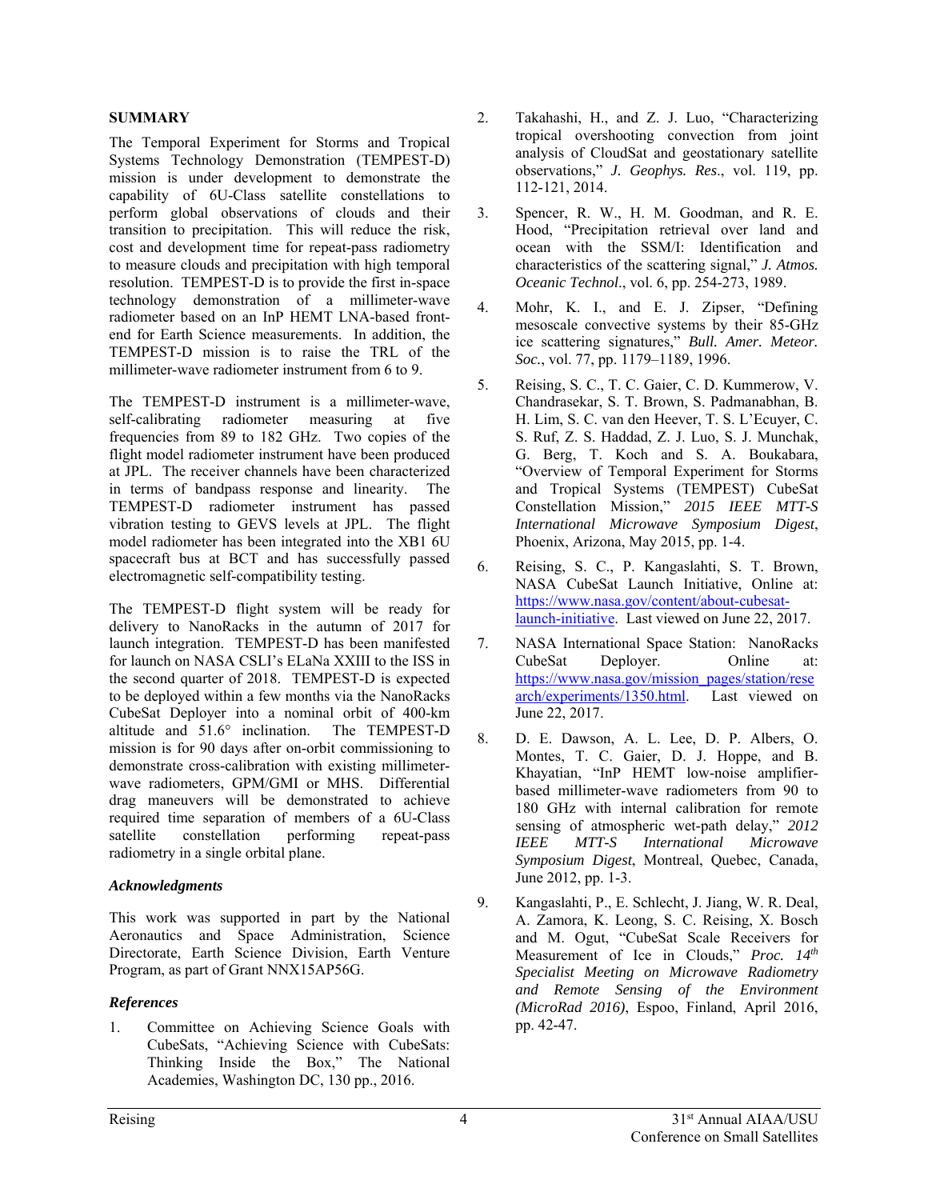## SUMMARY

The Temporal Experiment for Storms and Tropical Systems Technology Demonstration (TEMPEST-D) mission is under development to demonstrate the capability of 6U-Class satellite constellations to perform global observations of clouds and their transition to precipitation. This will reduce the risk, cost and development time for repeat-pass radiometry to measure clouds and precipitation with high temporal resolution. TEMPEST-D is to provide the first in-space technology demonstration of a millimeter-wave radiometer based on an InP HEMT LNA-based front-end for Earth Science measurements. In addition, the TEMPEST-D mission is to raise the TRL of the millimeter-wave radiometer instrument from 6 to 9.

The TEMPEST-D instrument is a millimeter-wave, self-calibrating radiometer measuring at five frequencies from 89 to 182 GHz. Two copies of the flight model radiometer instrument have been produced at JPL. The receiver channels have been characterized in terms of bandpass response and linearity. The TEMPEST-D radiometer instrument has passed vibration testing to GEVS levels at JPL. The flight model radiometer has been integrated into the XB1 6U spacecraft bus at BCT and has successfully passed electromagnetic self-compatibility testing.

The TEMPEST-D flight system will be ready for delivery to NanoRacks in the autumn of 2017 for launch integration. TEMPEST-D has been manifested for launch on NASA CSLI's ELaNa XXIII to the ISS in the second quarter of 2018. TEMPEST-D is expected to be deployed within a few months via the NanoRacks CubeSat Deployer into a nominal orbit of 400-km altitude and 51.6° inclination. The TEMPEST-D mission is for 90 days after on-orbit commissioning to demonstrate cross-calibration with existing millimeter-wave radiometers, GPM/GMI or MHS. Differential drag maneuvers will be demonstrated to achieve required time separation of members of a 6U-Class satellite constellation performing repeat-pass radiometry in a single orbital plane.

### *Acknowledgments*

This work was supported in part by the National Aeronautics and Space Administration, Science Directorate, Earth Science Division, Earth Venture Program, as part of Grant NNX15AP56G.

### *References*

1. Committee on Achieving Science Goals with CubeSats, "Achieving Science with CubeSats: Thinking Inside the Box," The National Academies, Washington DC, 130 pp., 2016.
2. Takahashi, H., and Z. J. Luo, "Characterizing tropical overshooting convection from joint analysis of CloudSat and geostationary satellite observations," *J. Geophys. Res*., vol. 119, pp. 112-121, 2014.
3. Spencer, R. W., H. M. Goodman, and R. E. Hood, "Precipitation retrieval over land and ocean with the SSM/I: Identification and characteristics of the scattering signal," *J. Atmos. Oceanic Technol*., vol. 6, pp. 254-273, 1989.
4. Mohr, K. I., and E. J. Zipser, "Defining mesoscale convective systems by their 85-GHz ice scattering signatures," *Bull. Amer. Meteor. Soc.*, vol. 77, pp. 1179–1189, 1996.
5. Reising, S. C., T. C. Gaier, C. D. Kummerow, V. Chandrasekar, S. T. Brown, S. Padmanabhan, B. H. Lim, S. C. van den Heever, T. S. L'Ecuyer, C. S. Ruf, Z. S. Haddad, Z. J. Luo, S. J. Munchak, G. Berg, T. Koch and S. A. Boukabara, "Overview of Temporal Experiment for Storms and Tropical Systems (TEMPEST) CubeSat Constellation Mission," *2015 IEEE MTT-S International Microwave Symposium Digest*, Phoenix, Arizona, May 2015, pp. 1-4.
6. Reising, S. C., P. Kangaslahti, S. T. Brown, NASA CubeSat Launch Initiative, Online at: https://www.nasa.gov/content/about-cubesat-launch-initiative. Last viewed on June 22, 2017.
7. NASA International Space Station: NanoRacks CubeSat Deployer. Online at: https://www.nasa.gov/mission_pages/station/research/experiments/1350.html. Last viewed on June 22, 2017.
8. D. E. Dawson, A. L. Lee, D. P. Albers, O. Montes, T. C. Gaier, D. J. Hoppe, and B. Khayatian, "InP HEMT low-noise amplifier-based millimeter-wave radiometers from 90 to 180 GHz with internal calibration for remote sensing of atmospheric wet-path delay," *2012 IEEE MTT-S International Microwave Symposium Digest*, Montreal, Quebec, Canada, June 2012, pp. 1-3.
9. Kangaslahti, P., E. Schlecht, J. Jiang, W. R. Deal, A. Zamora, K. Leong, S. C. Reising, X. Bosch and M. Ogut, "CubeSat Scale Receivers for Measurement of Ice in Clouds," *Proc. 14th Specialist Meeting on Microwave Radiometry and Remote Sensing of the Environment (MicroRad 2016)*, Espoo, Finland, April 2016, pp. 42-47.